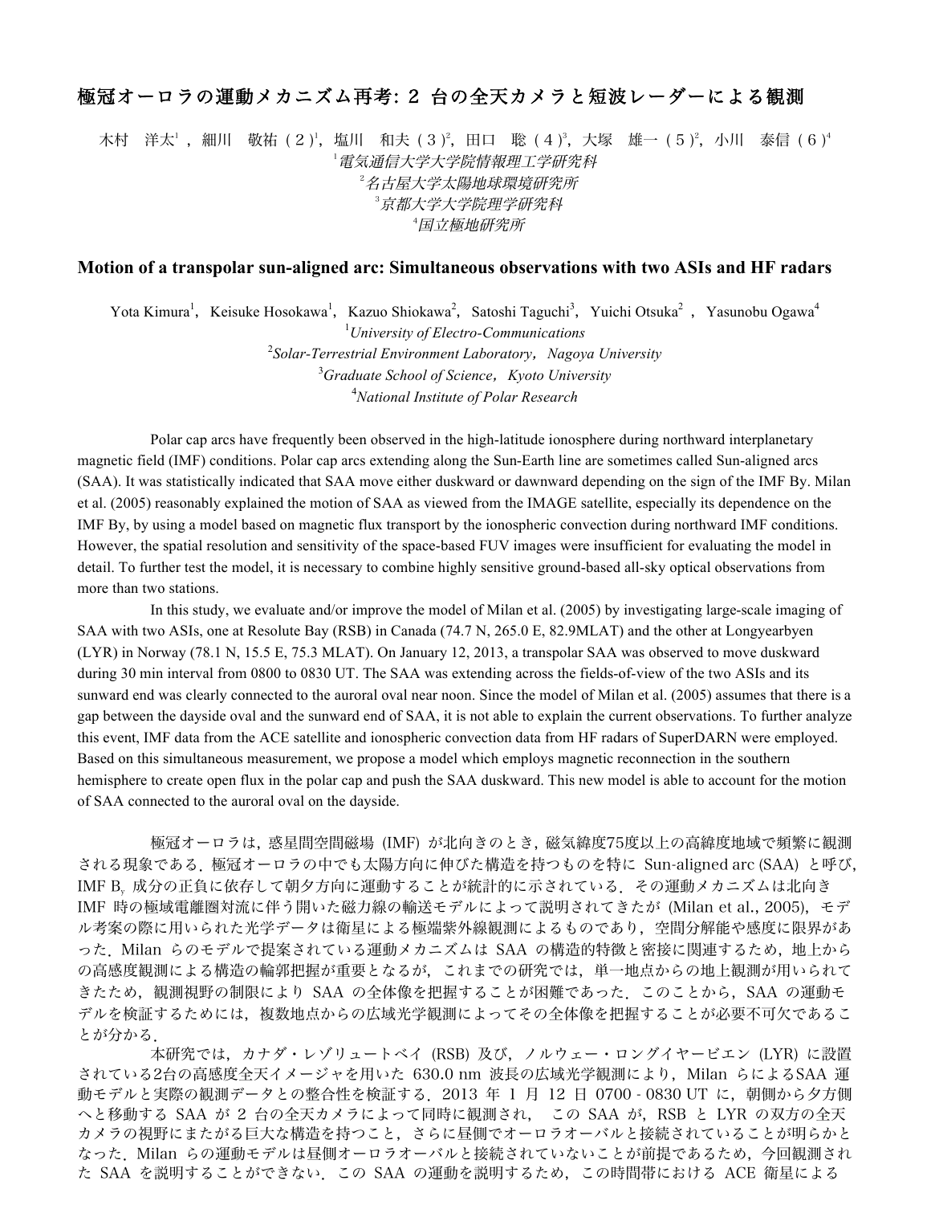# 極冠オーロラの運動メカニズム再考: 2 台の全天カメラと短波レーダーによる観測

木村　洋太[1]，細川　敬祐（２）[1]，塩川　和夫（３）[2]，田口　聡（４）[3]，大塚　雄一（５）[2]，小川　泰信（６）[4]

[1]*電気通信大学大学院情報理工学研究科*
[2]*名古屋大学太陽地球環境研究所*
[3]*京都大学大学院理学研究科*
[4]*国立極地研究所*

## Motion of a transpolar sun-aligned arc: Simultaneous observations with two ASIs and HF radars

Yota Kimura[1]，Keisuke Hosokawa[1]，Kazuo Shiokawa[2]，Satoshi Taguchi[3]，Yuichi Otsuka[2]，Yasunobu Ogawa[4]

[1]*University of Electro-Communications*
[2]*Solar-Terrestrial Environment Laboratory，Nagoya University*
[3]*Graduate School of Science，Kyoto University*
[4]*National Institute of Polar Research*

Polar cap arcs have frequently been observed in the high-latitude ionosphere during northward interplanetary magnetic field (IMF) conditions. Polar cap arcs extending along the Sun-Earth line are sometimes called Sun-aligned arcs (SAA). It was statistically indicated that SAA move either duskward or dawnward depending on the sign of the IMF By. Milan et al. (2005) reasonably explained the motion of SAA as viewed from the IMAGE satellite, especially its dependence on the IMF By, by using a model based on magnetic flux transport by the ionospheric convection during northward IMF conditions. However, the spatial resolution and sensitivity of the space-based FUV images were insufficient for evaluating the model in detail. To further test the model, it is necessary to combine highly sensitive ground-based all-sky optical observations from more than two stations.

In this study, we evaluate and/or improve the model of Milan et al. (2005) by investigating large-scale imaging of SAA with two ASIs, one at Resolute Bay (RSB) in Canada (74.7 N, 265.0 E, 82.9MLAT) and the other at Longyearbyen (LYR) in Norway (78.1 N, 15.5 E, 75.3 MLAT). On January 12, 2013, a transpolar SAA was observed to move duskward during 30 min interval from 0800 to 0830 UT. The SAA was extending across the fields-of-view of the two ASIs and its sunward end was clearly connected to the auroral oval near noon. Since the model of Milan et al. (2005) assumes that there is a gap between the dayside oval and the sunward end of SAA, it is not able to explain the current observations. To further analyze this event, IMF data from the ACE satellite and ionospheric convection data from HF radars of SuperDARN were employed. Based on this simultaneous measurement, we propose a model which employs magnetic reconnection in the southern hemisphere to create open flux in the polar cap and push the SAA duskward. This new model is able to account for the motion of SAA connected to the auroral oval on the dayside.

極冠オーロラは，惑星間空間磁場 (IMF) が北向きのとき，磁気緯度75度以上の高緯度地域で頻繁に観測される現象である．極冠オーロラの中でも太陽方向に伸びた構造を持つものを特に Sun-aligned arc (SAA) と呼び，IMF $B_y$ 成分の正負に依存して朝夕方向に運動することが統計的に示されている．その運動メカニズムは北向き IMF 時の極域電離圏対流に伴う開いた磁力線の輸送モデルによって説明されてきたが (Milan et al., 2005)，モデル考案の際に用いられた光学データは衛星による極端紫外線観測によるものであり，空間分解能や感度に限界があった．Milan らのモデルで提案されている運動メカニズムは SAA の構造的特徴と密接に関連するため，地上からの高感度観測による構造の輪郭把握が重要となるが，これまでの研究では，単一地点からの地上観測が用いられてきたため，観測視野の制限により SAA の全体像を把握することが困難であった．このことから，SAA の運動モデルを検証するためには，複数地点からの広域光学観測によってその全体像を把握することが必要不可欠であることが分かる．

本研究では，カナダ・レゾリュートベイ (RSB) 及び，ノルウェー・ロングイヤービエン (LYR) に設置されている2台の高感度全天イメージャを用いた 630.0 nm 波長の広域光学観測により，Milan らによるSAA 運動モデルと実際の観測データとの整合性を検証する．2013 年 1 月 12 日 0700 - 0830 UT に，朝側から夕方側へと移動する SAA が 2 台の全天カメラによって同時に観測され，この SAA が，RSB と LYR の双方の全天カメラの視野にまたがる巨大な構造を持つこと，さらに昼側でオーロラオーバルと接続されていることが明らかとなった．Milan らの運動モデルは昼側オーロラオーバルと接続されていないことが前提であるため，今回観測された SAA を説明することができない．この SAA の運動を説明するため，この時間帯における ACE 衛星による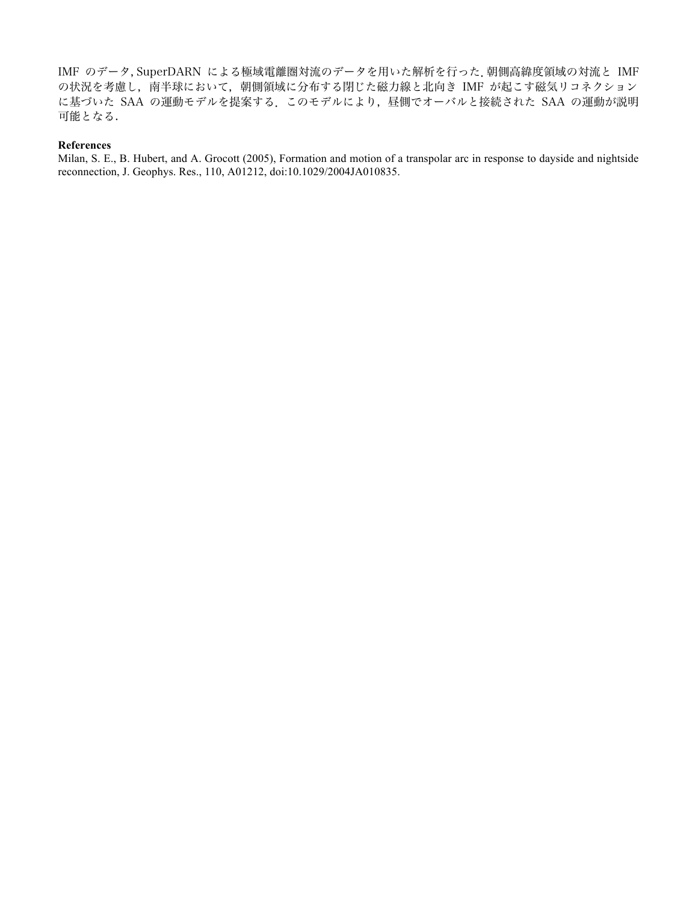IMF のデータ, SuperDARN による極域電離圏対流のデータを用いた解析を行った. 朝側高緯度領域の対流と IMF の状況を考慮し，南半球において，朝側領域に分布する閉じた磁力線と北向き IMF が起こす磁気リコネクションに基づいた SAA の運動モデルを提案する．このモデルにより，昼側でオーバルと接続された SAA の運動が説明可能となる．

**References**

Milan, S. E., B. Hubert, and A. Grocott (2005), Formation and motion of a transpolar arc in response to dayside and nightside reconnection, J. Geophys. Res., 110, A01212, doi:10.1029/2004JA010835.